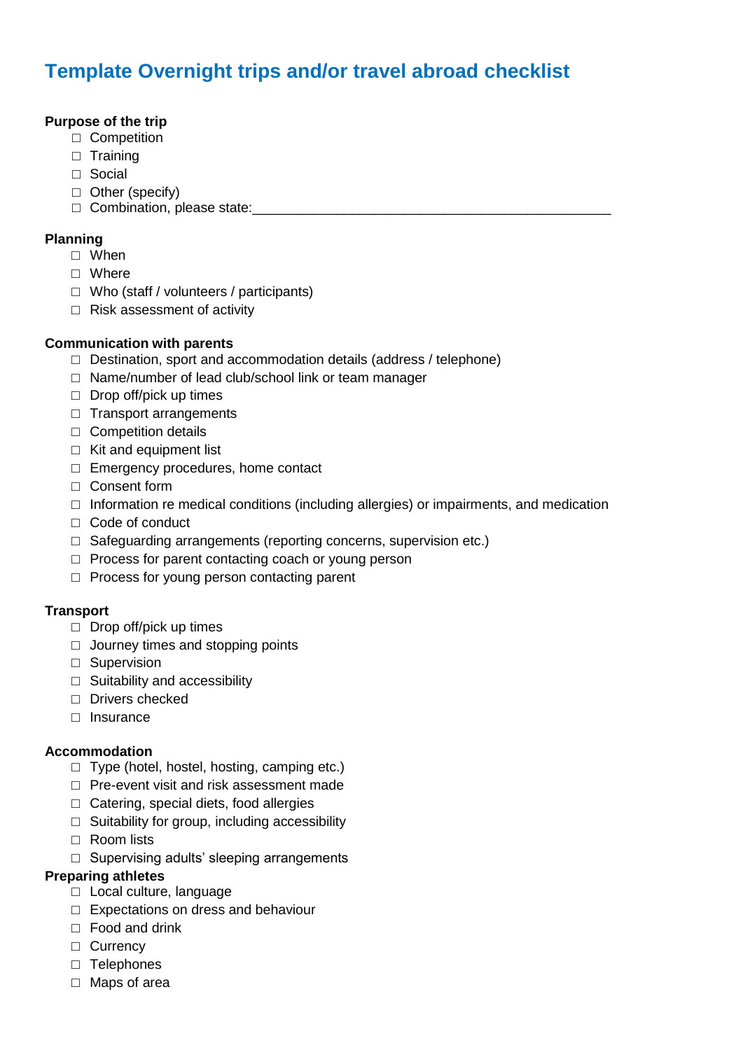# Template Overnight trips and/or travel abroad checklist

**Purpose of the trip**

- ☐ Competition
- ☐ Training
- ☐ Social
- ☐ Other (specify)
- ☐ Combination, please state:_______________________________________________

**Planning**

- ☐ When
- ☐ Where
- ☐ Who (staff / volunteers / participants)
- ☐ Risk assessment of activity

**Communication with parents**

- ☐ Destination, sport and accommodation details (address / telephone)
- ☐ Name/number of lead club/school link or team manager
- ☐ Drop off/pick up times
- ☐ Transport arrangements
- ☐ Competition details
- ☐ Kit and equipment list
- ☐ Emergency procedures, home contact
- ☐ Consent form
- ☐ Information re medical conditions (including allergies) or impairments, and medication
- ☐ Code of conduct
- ☐ Safeguarding arrangements (reporting concerns, supervision etc.)
- ☐ Process for parent contacting coach or young person
- ☐ Process for young person contacting parent

**Transport**

- ☐ Drop off/pick up times
- ☐ Journey times and stopping points
- ☐ Supervision
- ☐ Suitability and accessibility
- ☐ Drivers checked
- ☐ Insurance

**Accommodation**

- ☐ Type (hotel, hostel, hosting, camping etc.)
- ☐ Pre-event visit and risk assessment made
- ☐ Catering, special diets, food allergies
- ☐ Suitability for group, including accessibility
- ☐ Room lists
- ☐ Supervising adults' sleeping arrangements

**Preparing athletes**

- ☐ Local culture, language
- ☐ Expectations on dress and behaviour
- ☐ Food and drink
- ☐ Currency
- ☐ Telephones
- ☐ Maps of area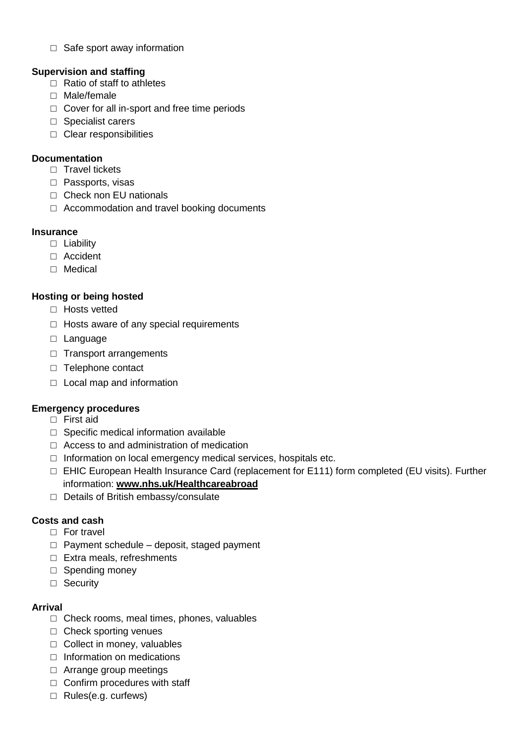- ☐ Safe sport away information

**Supervision and staffing**

- ☐ Ratio of staff to athletes
- ☐ Male/female
- ☐ Cover for all in-sport and free time periods
- ☐ Specialist carers
- ☐ Clear responsibilities

**Documentation**

- ☐ Travel tickets
- ☐ Passports, visas
- ☐ Check non EU nationals
- ☐ Accommodation and travel booking documents

**Insurance**

- ☐ Liability
- ☐ Accident
- ☐ Medical

**Hosting or being hosted**

- ☐ Hosts vetted
- ☐ Hosts aware of any special requirements
- ☐ Language
- ☐ Transport arrangements
- ☐ Telephone contact
- ☐ Local map and information

**Emergency procedures**

- ☐ First aid
- ☐ Specific medical information available
- ☐ Access to and administration of medication
- ☐ Information on local emergency medical services, hospitals etc.
- ☐ EHIC European Health Insurance Card (replacement for E111) form completed (EU visits). Further information: **www.nhs.uk/Healthcareabroad**
- ☐ Details of British embassy/consulate

**Costs and cash**

- ☐ For travel
- ☐ Payment schedule – deposit, staged payment
- ☐ Extra meals, refreshments
- ☐ Spending money
- ☐ Security

**Arrival**

- ☐ Check rooms, meal times, phones, valuables
- ☐ Check sporting venues
- ☐ Collect in money, valuables
- ☐ Information on medications
- ☐ Arrange group meetings
- ☐ Confirm procedures with staff
- ☐ Rules(e.g. curfews)